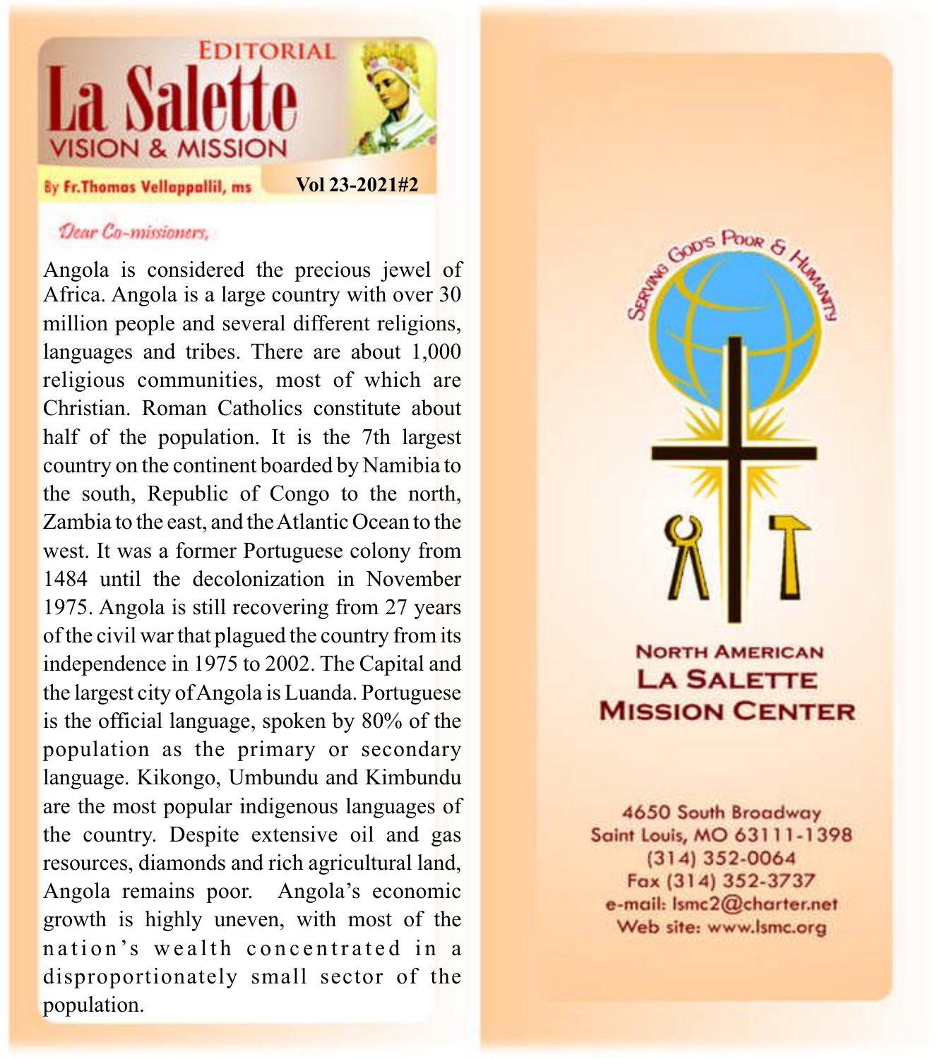# EDITORIAL

# La Salette

## VISION & MISSION

By Fr.Thomas Vellappallil, ms

Vol 23-2021#2

*Dear Co-missioners,*

Angola is considered the precious jewel of Africa. Angola is a large country with over 30 million people and several different religions, languages and tribes. There are about 1,000 religious communities, most of which are Christian. Roman Catholics constitute about half of the population. It is the 7th largest country on the continent boarded by Namibia to the south, Republic of Congo to the north, Zambia to the east, and the Atlantic Ocean to the west. It was a former Portuguese colony from 1484 until the decolonization in November 1975. Angola is still recovering from 27 years of the civil war that plagued the country from its independence in 1975 to 2002. The Capital and the largest city of Angola is Luanda. Portuguese is the official language, spoken by 80% of the population as the primary or secondary language. Kikongo, Umbundu and Kimbundu are the most popular indigenous languages of the country. Despite extensive oil and gas resources, diamonds and rich agricultural land, Angola remains poor. Angola's economic growth is highly uneven, with most of the nation's wealth concentrated in a disproportionately small sector of the population.

SERVING GOD'S POOR & HUMANITY

**NORTH AMERICAN LA SALETTE MISSION CENTER**

4650 South Broadway
Saint Louis, MO 63111-1398
(314) 352-0064
Fax (314) 352-3737
e-mail: lsmc2@charter.net
Web site: www.lsmc.org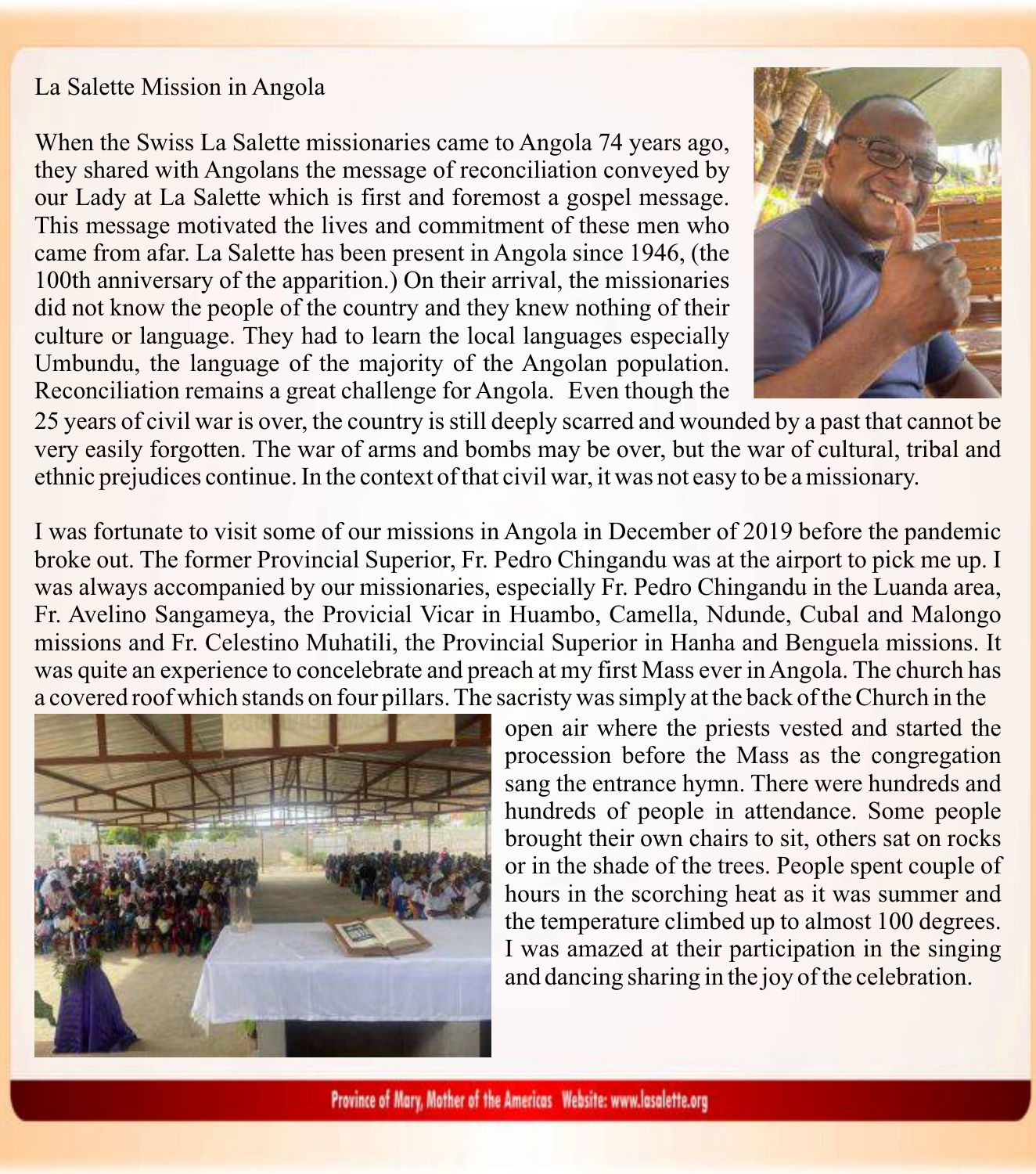La Salette Mission in Angola

When the Swiss La Salette missionaries came to Angola 74 years ago, they shared with Angolans the message of reconciliation conveyed by our Lady at La Salette which is first and foremost a gospel message. This message motivated the lives and commitment of these men who came from afar. La Salette has been present in Angola since 1946, (the 100th anniversary of the apparition.) On their arrival, the missionaries did not know the people of the country and they knew nothing of their culture or language. They had to learn the local languages especially Umbundu, the language of the majority of the Angolan population. Reconciliation remains a great challenge for Angola. Even though the 25 years of civil war is over, the country is still deeply scarred and wounded by a past that cannot be very easily forgotten. The war of arms and bombs may be over, but the war of cultural, tribal and ethnic prejudices continue. In the context of that civil war, it was not easy to be a missionary.

I was fortunate to visit some of our missions in Angola in December of 2019 before the pandemic broke out. The former Provincial Superior, Fr. Pedro Chingandu was at the airport to pick me up. I was always accompanied by our missionaries, especially Fr. Pedro Chingandu in the Luanda area, Fr. Avelino Sangameya, the Provicial Vicar in Huambo, Camella, Ndunde, Cubal and Malongo missions and Fr. Celestino Muhatili, the Provincial Superior in Hanha and Benguela missions. It was quite an experience to concelebrate and preach at my first Mass ever in Angola. The church has a covered roof which stands on four pillars. The sacristy was simply at the back of the Church in the open air where the priests vested and started the procession before the Mass as the congregation sang the entrance hymn. There were hundreds and hundreds of people in attendance. Some people brought their own chairs to sit, others sat on rocks or in the shade of the trees. People spent couple of hours in the scorching heat as it was summer and the temperature climbed up to almost 100 degrees. I was amazed at their participation in the singing and dancing sharing in the joy of the celebration.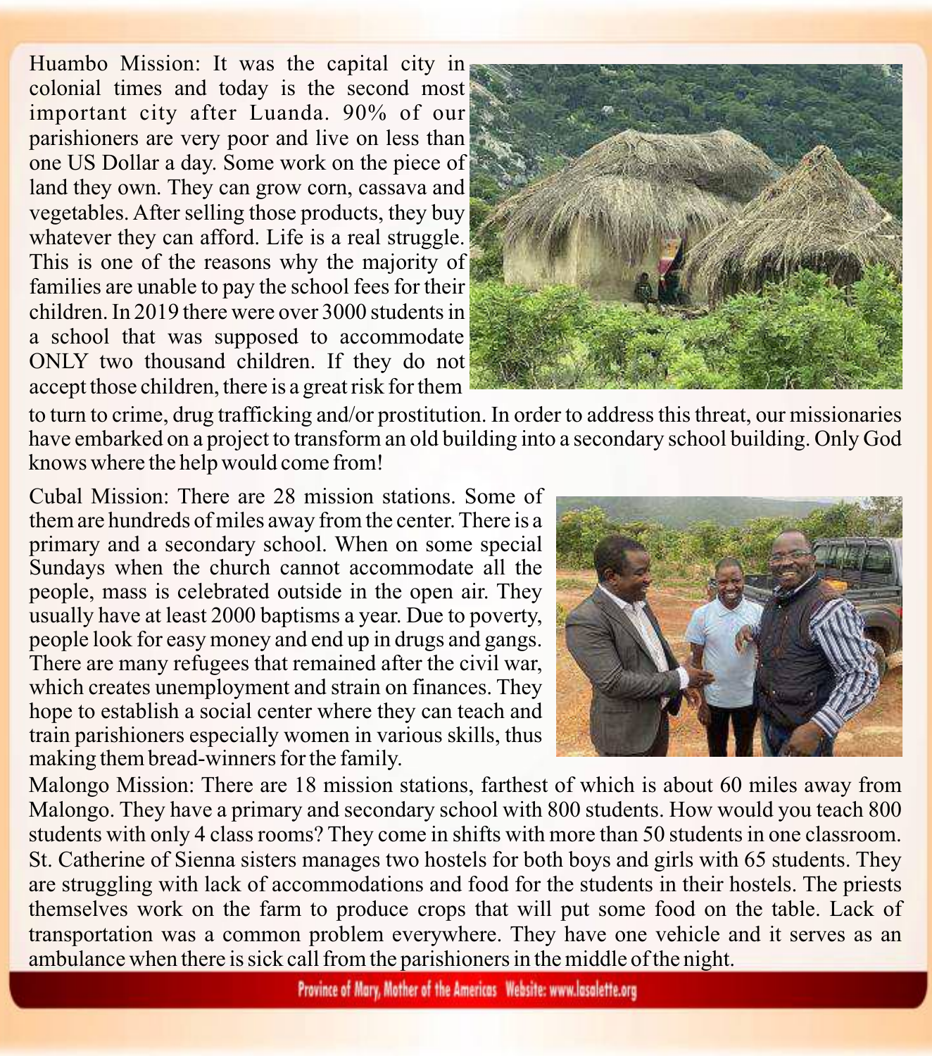Huambo Mission: It was the capital city in colonial times and today is the second most important city after Luanda. 90% of our parishioners are very poor and live on less than one US Dollar a day. Some work on the piece of land they own. They can grow corn, cassava and vegetables. After selling those products, they buy whatever they can afford. Life is a real struggle. This is one of the reasons why the majority of families are unable to pay the school fees for their children. In 2019 there were over 3000 students in a school that was supposed to accommodate ONLY two thousand children. If they do not accept those children, there is a great risk for them to turn to crime, drug trafficking and/or prostitution. In order to address this threat, our missionaries have embarked on a project to transform an old building into a secondary school building. Only God knows where the help would come from!

Cubal Mission: There are 28 mission stations. Some of them are hundreds of miles away from the center. There is a primary and a secondary school. When on some special Sundays when the church cannot accommodate all the people, mass is celebrated outside in the open air. They usually have at least 2000 baptisms a year. Due to poverty, people look for easy money and end up in drugs and gangs. There are many refugees that remained after the civil war, which creates unemployment and strain on finances. They hope to establish a social center where they can teach and train parishioners especially women in various skills, thus making them bread-winners for the family.

Malongo Mission: There are 18 mission stations, farthest of which is about 60 miles away from Malongo. They have a primary and secondary school with 800 students. How would you teach 800 students with only 4 class rooms? They come in shifts with more than 50 students in one classroom. St. Catherine of Sienna sisters manages two hostels for both boys and girls with 65 students. They are struggling with lack of accommodations and food for the students in their hostels. The priests themselves work on the farm to produce crops that will put some food on the table. Lack of transportation was a common problem everywhere. They have one vehicle and it serves as an ambulance when there is sick call from the parishioners in the middle of the night.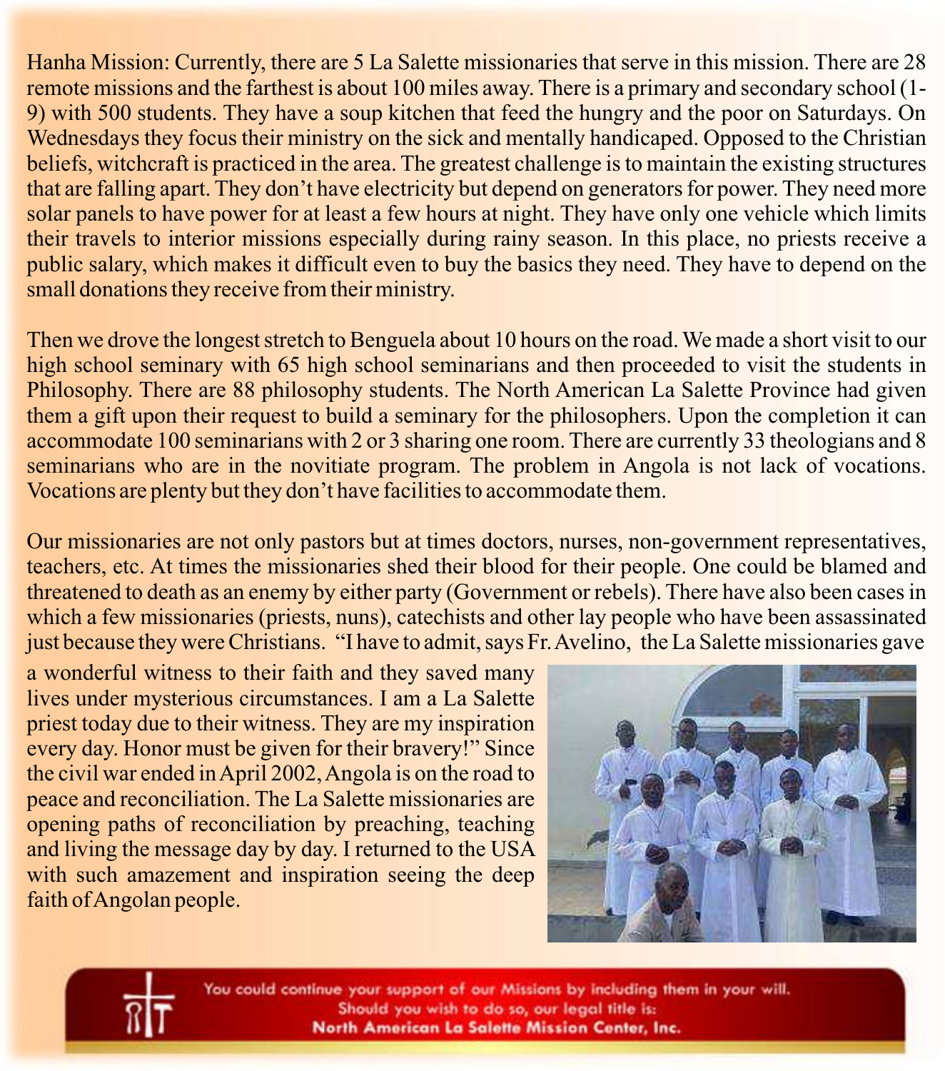Hanha Mission: Currently, there are 5 La Salette missionaries that serve in this mission. There are 28 remote missions and the farthest is about 100 miles away. There is a primary and secondary school (1-9) with 500 students. They have a soup kitchen that feed the hungry and the poor on Saturdays. On Wednesdays they focus their ministry on the sick and mentally handicaped. Opposed to the Christian beliefs, witchcraft is practiced in the area. The greatest challenge is to maintain the existing structures that are falling apart. They don't have electricity but depend on generators for power. They need more solar panels to have power for at least a few hours at night. They have only one vehicle which limits their travels to interior missions especially during rainy season. In this place, no priests receive a public salary, which makes it difficult even to buy the basics they need. They have to depend on the small donations they receive from their ministry.

Then we drove the longest stretch to Benguela about 10 hours on the road. We made a short visit to our high school seminary with 65 high school seminarians and then proceeded to visit the students in Philosophy. There are 88 philosophy students. The North American La Salette Province had given them a gift upon their request to build a seminary for the philosophers. Upon the completion it can accommodate 100 seminarians with 2 or 3 sharing one room. There are currently 33 theologians and 8 seminarians who are in the novitiate program. The problem in Angola is not lack of vocations. Vocations are plenty but they don't have facilities to accommodate them.

Our missionaries are not only pastors but at times doctors, nurses, non-government representatives, teachers, etc. At times the missionaries shed their blood for their people. One could be blamed and threatened to death as an enemy by either party (Government or rebels). There have also been cases in which a few missionaries (priests, nuns), catechists and other lay people who have been assassinated just because they were Christians. "I have to admit, says Fr. Avelino, the La Salette missionaries gave a wonderful witness to their faith and they saved many lives under mysterious circumstances. I am a La Salette priest today due to their witness. They are my inspiration every day. Honor must be given for their bravery!" Since the civil war ended in April 2002, Angola is on the road to peace and reconciliation. The La Salette missionaries are opening paths of reconciliation by preaching, teaching and living the message day by day. I returned to the USA with such amazement and inspiration seeing the deep faith of Angolan people.

You could continue your support of our Missions by including them in your will.
Should you wish to do so, our legal title is:
**North American La Salette Mission Center, Inc.**